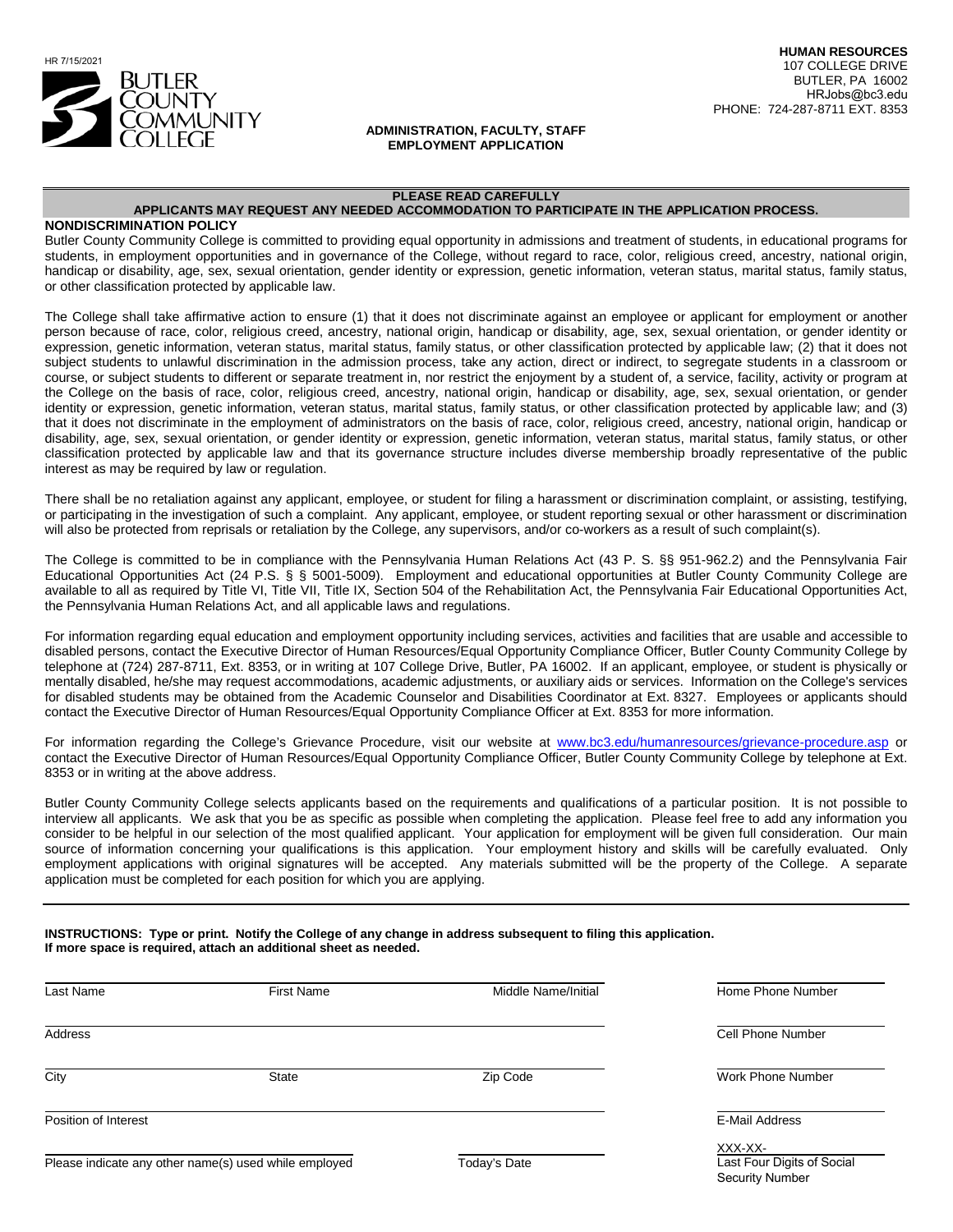HR 7/15/2021

**BUTLER COUNTY COMMUNITY COLLEGE**

**HUMAN RESOURCES**
107 COLLEGE DRIVE
BUTLER, PA 16002
HRJobs@bc3.edu
PHONE: 724-287-8711 EXT. 8353

**ADMINISTRATION, FACULTY, STAFF**
**EMPLOYMENT APPLICATION**

**PLEASE READ CAREFULLY**
**APPLICANTS MAY REQUEST ANY NEEDED ACCOMMODATION TO PARTICIPATE IN THE APPLICATION PROCESS.**

**NONDISCRIMINATION POLICY**

Butler County Community College is committed to providing equal opportunity in admissions and treatment of students, in educational programs for students, in employment opportunities and in governance of the College, without regard to race, color, religious creed, ancestry, national origin, handicap or disability, age, sex, sexual orientation, gender identity or expression, genetic information, veteran status, marital status, family status, or other classification protected by applicable law.

The College shall take affirmative action to ensure (1) that it does not discriminate against an employee or applicant for employment or another person because of race, color, religious creed, ancestry, national origin, handicap or disability, age, sex, sexual orientation, or gender identity or expression, genetic information, veteran status, marital status, family status, or other classification protected by applicable law; (2) that it does not subject students to unlawful discrimination in the admission process, take any action, direct or indirect, to segregate students in a classroom or course, or subject students to different or separate treatment in, nor restrict the enjoyment by a student of, a service, facility, activity or program at the College on the basis of race, color, religious creed, ancestry, national origin, handicap or disability, age, sex, sexual orientation, or gender identity or expression, genetic information, veteran status, marital status, family status, or other classification protected by applicable law; and (3) that it does not discriminate in the employment of administrators on the basis of race, color, religious creed, ancestry, national origin, handicap or disability, age, sex, sexual orientation, or gender identity or expression, genetic information, veteran status, marital status, family status, or other classification protected by applicable law and that its governance structure includes diverse membership broadly representative of the public interest as may be required by law or regulation.

There shall be no retaliation against any applicant, employee, or student for filing a harassment or discrimination complaint, or assisting, testifying, or participating in the investigation of such a complaint. Any applicant, employee, or student reporting sexual or other harassment or discrimination will also be protected from reprisals or retaliation by the College, any supervisors, and/or co-workers as a result of such complaint(s).

The College is committed to be in compliance with the Pennsylvania Human Relations Act (43 P. S. §§ 951-962.2) and the Pennsylvania Fair Educational Opportunities Act (24 P.S. § § 5001-5009). Employment and educational opportunities at Butler County Community College are available to all as required by Title VI, Title VII, Title IX, Section 504 of the Rehabilitation Act, the Pennsylvania Fair Educational Opportunities Act, the Pennsylvania Human Relations Act, and all applicable laws and regulations.

For information regarding equal education and employment opportunity including services, activities and facilities that are usable and accessible to disabled persons, contact the Executive Director of Human Resources/Equal Opportunity Compliance Officer, Butler County Community College by telephone at (724) 287-8711, Ext. 8353, or in writing at 107 College Drive, Butler, PA 16002. If an applicant, employee, or student is physically or mentally disabled, he/she may request accommodations, academic adjustments, or auxiliary aids or services. Information on the College's services for disabled students may be obtained from the Academic Counselor and Disabilities Coordinator at Ext. 8327. Employees or applicants should contact the Executive Director of Human Resources/Equal Opportunity Compliance Officer at Ext. 8353 for more information.

For information regarding the College's Grievance Procedure, visit our website at www.bc3.edu/humanresources/grievance-procedure.asp or contact the Executive Director of Human Resources/Equal Opportunity Compliance Officer, Butler County Community College by telephone at Ext. 8353 or in writing at the above address.

Butler County Community College selects applicants based on the requirements and qualifications of a particular position. It is not possible to interview all applicants. We ask that you be as specific as possible when completing the application. Please feel free to add any information you consider to be helpful in our selection of the most qualified applicant. Your application for employment will be given full consideration. Our main source of information concerning your qualifications is this application. Your employment history and skills will be carefully evaluated. Only employment applications with original signatures will be accepted. Any materials submitted will be the property of the College. A separate application must be completed for each position for which you are applying.

**INSTRUCTIONS: Type or print. Notify the College of any change in address subsequent to filing this application. If more space is required, attach an additional sheet as needed.**

| Last Name | First Name | Middle Name/Initial | Home Phone Number |
|---|---|---|---|
| Address | | | Cell Phone Number |
| City | State | Zip Code | Work Phone Number |
| Position of Interest | | | E-Mail Address |
| Please indicate any other name(s) used while employed | | Today's Date | XXX-XX- Last Four Digits of Social Security Number |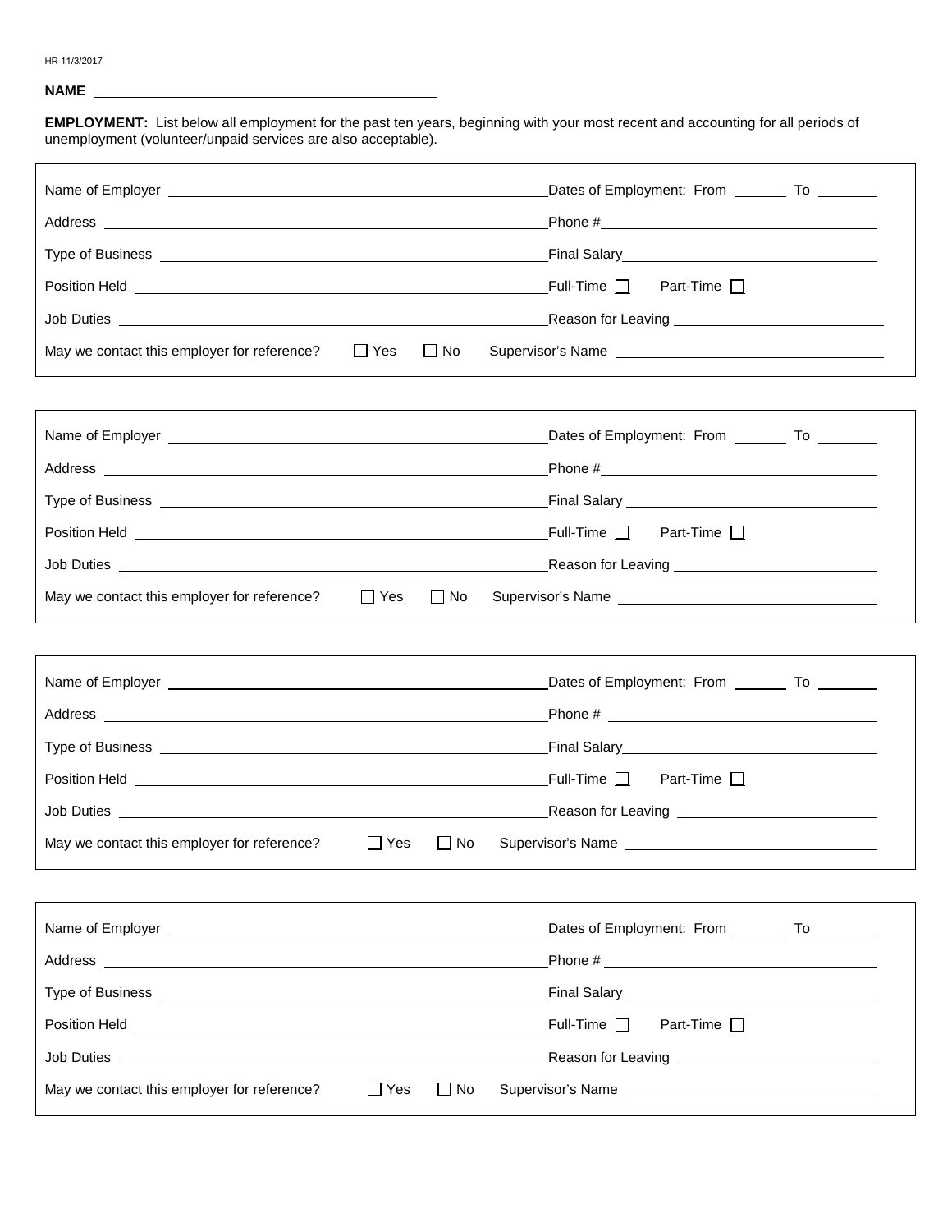HR 11/3/2017

**NAME** ____________________________________________

**EMPLOYMENT:** List below all employment for the past ten years, beginning with your most recent and accounting for all periods of unemployment (volunteer/unpaid services are also acceptable).

---

Name of Employer ____________________________________________ Dates of Employment: From _______ To _______

Address ____________________________________________ Phone # ______________________________

Type of Business ____________________________________________ Final Salary ______________________________

Position Held ____________________________________________ Full-Time ☐ Part-Time ☐

Job Duties ____________________________________________ Reason for Leaving ______________________________

May we contact this employer for reference? ☐ Yes ☐ No Supervisor's Name ______________________________

---

Name of Employer ____________________________________________ Dates of Employment: From _______ To _______

Address ____________________________________________ Phone # ______________________________

Type of Business ____________________________________________ Final Salary ______________________________

Position Held ____________________________________________ Full-Time ☐ Part-Time ☐

Job Duties ____________________________________________ Reason for Leaving ______________________________

May we contact this employer for reference? ☐ Yes ☐ No Supervisor's Name ______________________________

---

Name of Employer ____________________________________________ Dates of Employment: From _______ To _______

Address ____________________________________________ Phone # ______________________________

Type of Business ____________________________________________ Final Salary ______________________________

Position Held ____________________________________________ Full-Time ☐ Part-Time ☐

Job Duties ____________________________________________ Reason for Leaving ______________________________

May we contact this employer for reference? ☐ Yes ☐ No Supervisor's Name ______________________________

---

Name of Employer ____________________________________________ Dates of Employment: From _______ To _______

Address ____________________________________________ Phone # ______________________________

Type of Business ____________________________________________ Final Salary ______________________________

Position Held ____________________________________________ Full-Time ☐ Part-Time ☐

Job Duties ____________________________________________ Reason for Leaving ______________________________

May we contact this employer for reference? ☐ Yes ☐ No Supervisor's Name ______________________________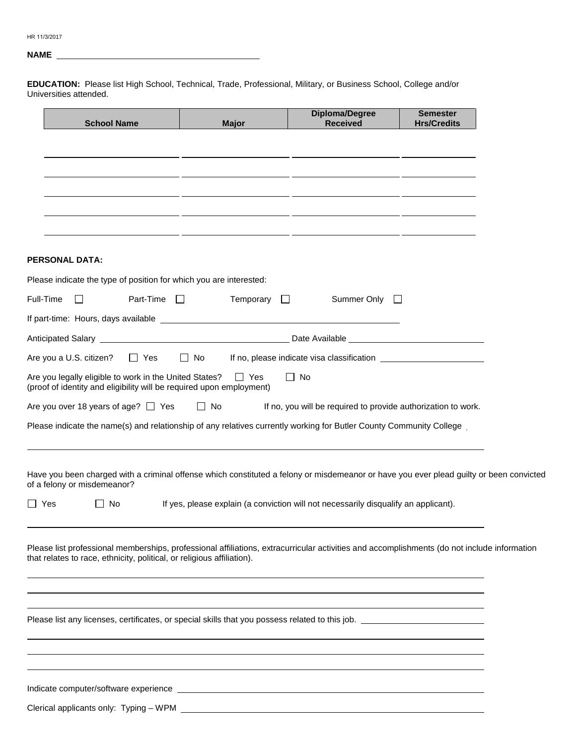HR 11/3/2017

**NAME** \_\_\_\_\_\_\_\_\_\_\_\_\_\_\_\_\_\_\_\_\_\_\_\_\_\_\_\_\_\_\_\_\_\_\_\_\_\_\_\_

**EDUCATION:** Please list High School, Technical, Trade, Professional, Military, or Business School, College and/or Universities attended.

| School Name | Major | Diploma/Degree Received | Semester Hrs/Credits |
|---|---|---|---|
| | | | |
| | | | |
| | | | |
| | | | |
| | | | |

**PERSONAL DATA:**

Please indicate the type of position for which you are interested:

Full-Time ☐ Part-Time ☐ Temporary ☐ Summer Only ☐

If part-time: Hours, days available \_\_\_\_\_\_\_\_\_\_\_\_\_\_\_\_\_\_\_\_\_\_\_\_\_\_\_\_\_\_\_\_\_\_\_\_\_\_\_\_

Anticipated Salary \_\_\_\_\_\_\_\_\_\_\_\_\_\_\_\_\_\_\_\_\_\_\_\_\_\_\_\_\_\_ Date Available \_\_\_\_\_\_\_\_\_\_\_\_\_\_\_\_\_\_\_\_\_\_\_\_

Are you a U.S. citizen? ☐ Yes ☐ No If no, please indicate visa classification \_\_\_\_\_\_\_\_\_\_\_\_\_\_\_\_\_\_

Are you legally eligible to work in the United States? ☐ Yes ☐ No
(proof of identity and eligibility will be required upon employment)

Are you over 18 years of age? ☐ Yes ☐ No If no, you will be required to provide authorization to work.

Please indicate the name(s) and relationship of any relatives currently working for Butler County Community College

\_\_\_\_\_\_\_\_\_\_\_\_\_\_\_\_\_\_\_\_\_\_\_\_\_\_\_\_\_\_\_\_\_\_\_\_\_\_\_\_\_\_\_\_\_\_\_\_\_\_\_\_\_\_\_\_\_\_\_\_\_\_\_\_\_\_\_\_\_\_\_\_

Have you been charged with a criminal offense which constituted a felony or misdemeanor or have you ever plead guilty or been convicted of a felony or misdemeanor?

☐ Yes ☐ No If yes, please explain (a conviction will not necessarily disqualify an applicant).

\_\_\_\_\_\_\_\_\_\_\_\_\_\_\_\_\_\_\_\_\_\_\_\_\_\_\_\_\_\_\_\_\_\_\_\_\_\_\_\_\_\_\_\_\_\_\_\_\_\_\_\_\_\_\_\_\_\_\_\_\_\_\_\_\_\_\_\_\_\_\_\_

Please list professional memberships, professional affiliations, extracurricular activities and accomplishments (do not include information that relates to race, ethnicity, political, or religious affiliation).

\_\_\_\_\_\_\_\_\_\_\_\_\_\_\_\_\_\_\_\_\_\_\_\_\_\_\_\_\_\_\_\_\_\_\_\_\_\_\_\_\_\_\_\_\_\_\_\_\_\_\_\_\_\_\_\_\_\_\_\_\_\_\_\_\_\_\_\_\_\_\_\_

\_\_\_\_\_\_\_\_\_\_\_\_\_\_\_\_\_\_\_\_\_\_\_\_\_\_\_\_\_\_\_\_\_\_\_\_\_\_\_\_\_\_\_\_\_\_\_\_\_\_\_\_\_\_\_\_\_\_\_\_\_\_\_\_\_\_\_\_\_\_\_\_

\_\_\_\_\_\_\_\_\_\_\_\_\_\_\_\_\_\_\_\_\_\_\_\_\_\_\_\_\_\_\_\_\_\_\_\_\_\_\_\_\_\_\_\_\_\_\_\_\_\_\_\_\_\_\_\_\_\_\_\_\_\_\_\_\_\_\_\_\_\_\_\_

Please list any licenses, certificates, or special skills that you possess related to this job. \_\_\_\_\_\_\_\_\_\_\_\_\_\_\_\_\_\_\_\_

\_\_\_\_\_\_\_\_\_\_\_\_\_\_\_\_\_\_\_\_\_\_\_\_\_\_\_\_\_\_\_\_\_\_\_\_\_\_\_\_\_\_\_\_\_\_\_\_\_\_\_\_\_\_\_\_\_\_\_\_\_\_\_\_\_\_\_\_\_\_\_\_

\_\_\_\_\_\_\_\_\_\_\_\_\_\_\_\_\_\_\_\_\_\_\_\_\_\_\_\_\_\_\_\_\_\_\_\_\_\_\_\_\_\_\_\_\_\_\_\_\_\_\_\_\_\_\_\_\_\_\_\_\_\_\_\_\_\_\_\_\_\_\_\_

\_\_\_\_\_\_\_\_\_\_\_\_\_\_\_\_\_\_\_\_\_\_\_\_\_\_\_\_\_\_\_\_\_\_\_\_\_\_\_\_\_\_\_\_\_\_\_\_\_\_\_\_\_\_\_\_\_\_\_\_\_\_\_\_\_\_\_\_\_\_\_\_

Indicate computer/software experience \_\_\_\_\_\_\_\_\_\_\_\_\_\_\_\_\_\_\_\_\_\_\_\_\_\_\_\_\_\_\_\_\_\_\_\_\_\_\_\_\_\_\_\_\_\_

Clerical applicants only: Typing – WPM \_\_\_\_\_\_\_\_\_\_\_\_\_\_\_\_\_\_\_\_\_\_\_\_\_\_\_\_\_\_\_\_\_\_\_\_\_\_\_\_\_\_\_\_\_\_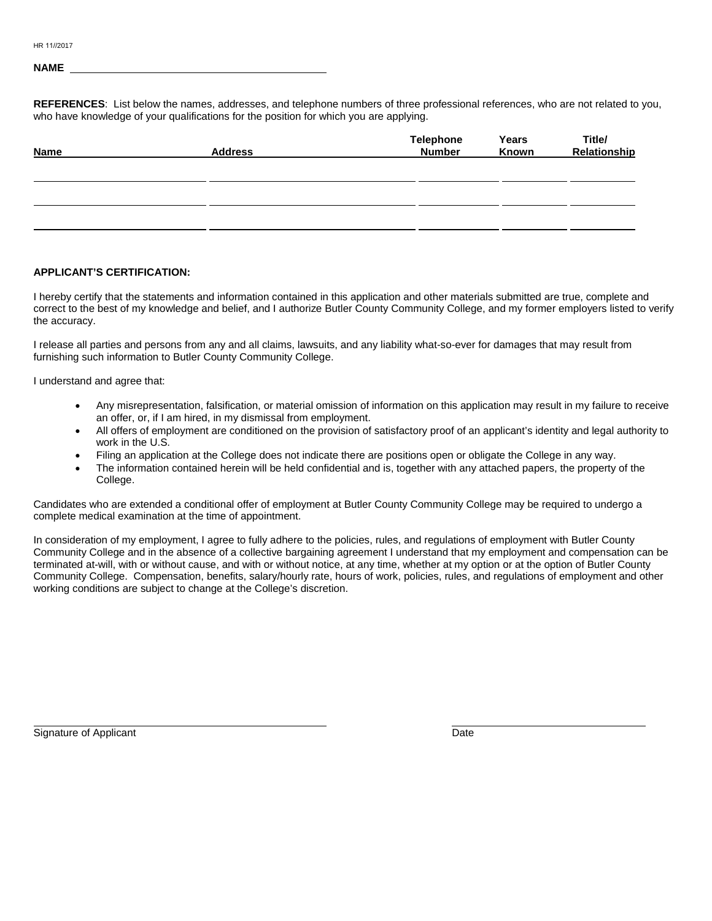HR 11//2017

**NAME** ____________________________________________

**REFERENCES**: List below the names, addresses, and telephone numbers of three professional references, who are not related to you, who have knowledge of your qualifications for the position for which you are applying.

| Name | Address | Telephone Number | Years Known | Title/ Relationship |
|---|---|---|---|---|
| | | | | |
| | | | | |
| | | | | |

**APPLICANT'S CERTIFICATION:**

I hereby certify that the statements and information contained in this application and other materials submitted are true, complete and correct to the best of my knowledge and belief, and I authorize Butler County Community College, and my former employers listed to verify the accuracy.

I release all parties and persons from any and all claims, lawsuits, and any liability what-so-ever for damages that may result from furnishing such information to Butler County Community College.

I understand and agree that:

- Any misrepresentation, falsification, or material omission of information on this application may result in my failure to receive an offer, or, if I am hired, in my dismissal from employment.
- All offers of employment are conditioned on the provision of satisfactory proof of an applicant's identity and legal authority to work in the U.S.
- Filing an application at the College does not indicate there are positions open or obligate the College in any way.
- The information contained herein will be held confidential and is, together with any attached papers, the property of the College.

Candidates who are extended a conditional offer of employment at Butler County Community College may be required to undergo a complete medical examination at the time of appointment.

In consideration of my employment, I agree to fully adhere to the policies, rules, and regulations of employment with Butler County Community College and in the absence of a collective bargaining agreement I understand that my employment and compensation can be terminated at-will, with or without cause, and with or without notice, at any time, whether at my option or at the option of Butler County Community College. Compensation, benefits, salary/hourly rate, hours of work, policies, rules, and regulations of employment and other working conditions are subject to change at the College's discretion.

____________________________________________ &nbsp;&nbsp;&nbsp;&nbsp;&nbsp;&nbsp;&nbsp;&nbsp;&nbsp;&nbsp; ______________________________

Signature of Applicant &nbsp;&nbsp;&nbsp;&nbsp;&nbsp;&nbsp;&nbsp;&nbsp;&nbsp;&nbsp;&nbsp;&nbsp;&nbsp;&nbsp;&nbsp;&nbsp;&nbsp;&nbsp;&nbsp;&nbsp;&nbsp;&nbsp;&nbsp;&nbsp;&nbsp;&nbsp;&nbsp;&nbsp;&nbsp;&nbsp;&nbsp;&nbsp;&nbsp;&nbsp;&nbsp;&nbsp;&nbsp;&nbsp;&nbsp;&nbsp;&nbsp;&nbsp;&nbsp;&nbsp;&nbsp;&nbsp;&nbsp;&nbsp;&nbsp;&nbsp; Date